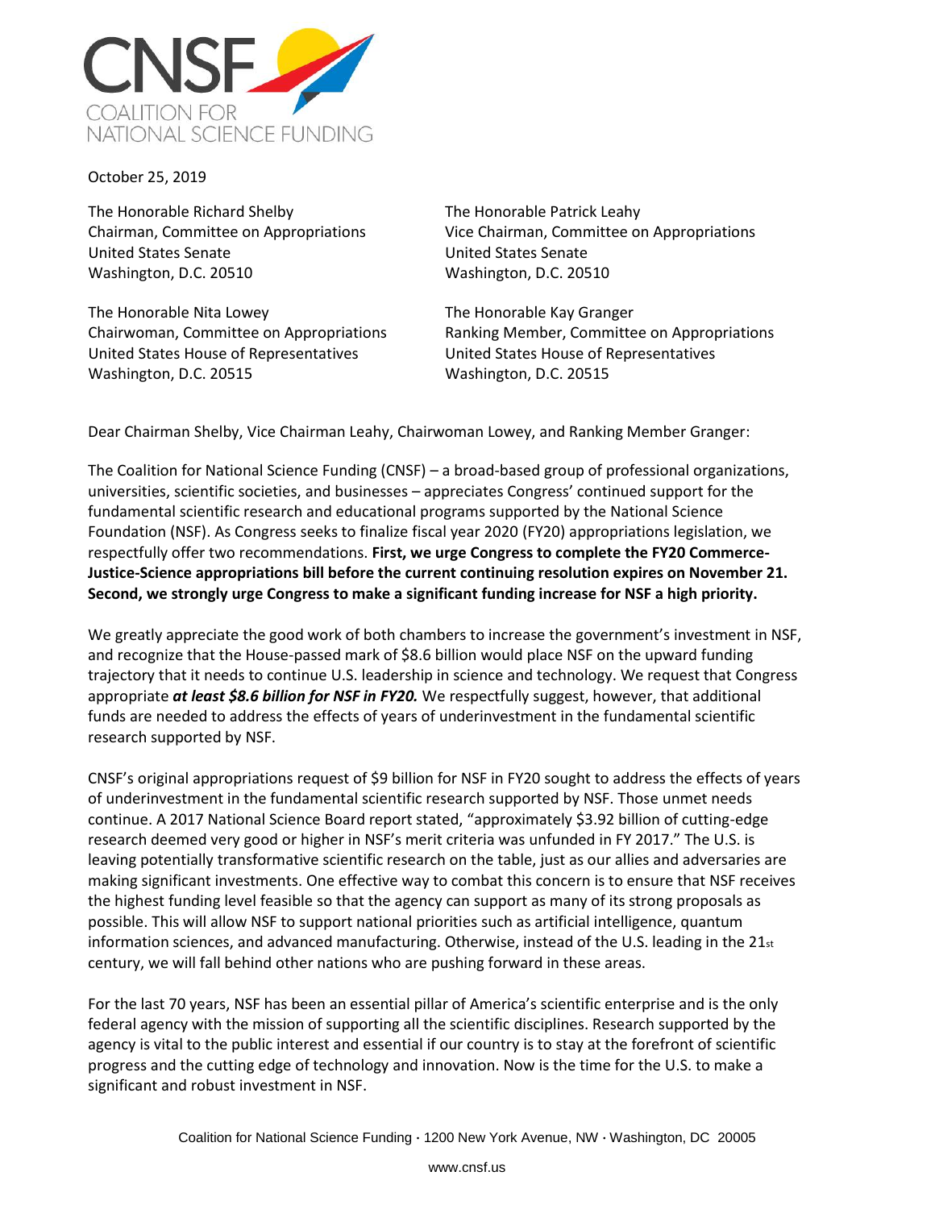CNSF
COALITION FOR
NATIONAL SCIENCE FUNDING

October 25, 2019

The Honorable Richard Shelby
Chairman, Committee on Appropriations
United States Senate
Washington, D.C. 20510

The Honorable Patrick Leahy
Vice Chairman, Committee on Appropriations
United States Senate
Washington, D.C. 20510

The Honorable Nita Lowey
Chairwoman, Committee on Appropriations
United States House of Representatives
Washington, D.C. 20515

The Honorable Kay Granger
Ranking Member, Committee on Appropriations
United States House of Representatives
Washington, D.C. 20515

Dear Chairman Shelby, Vice Chairman Leahy, Chairwoman Lowey, and Ranking Member Granger:

The Coalition for National Science Funding (CNSF) – a broad-based group of professional organizations, universities, scientific societies, and businesses – appreciates Congress' continued support for the fundamental scientific research and educational programs supported by the National Science Foundation (NSF). As Congress seeks to finalize fiscal year 2020 (FY20) appropriations legislation, we respectfully offer two recommendations. **First, we urge Congress to complete the FY20 Commerce-Justice-Science appropriations bill before the current continuing resolution expires on November 21. Second, we strongly urge Congress to make a significant funding increase for NSF a high priority.**

We greatly appreciate the good work of both chambers to increase the government's investment in NSF, and recognize that the House-passed mark of $8.6 billion would place NSF on the upward funding trajectory that it needs to continue U.S. leadership in science and technology. We request that Congress appropriate ***at least $8.6 billion for NSF in FY20.*** We respectfully suggest, however, that additional funds are needed to address the effects of years of underinvestment in the fundamental scientific research supported by NSF.

CNSF's original appropriations request of $9 billion for NSF in FY20 sought to address the effects of years of underinvestment in the fundamental scientific research supported by NSF. Those unmet needs continue. A 2017 National Science Board report stated, "approximately $3.92 billion of cutting-edge research deemed very good or higher in NSF's merit criteria was unfunded in FY 2017." The U.S. is leaving potentially transformative scientific research on the table, just as our allies and adversaries are making significant investments. One effective way to combat this concern is to ensure that NSF receives the highest funding level feasible so that the agency can support as many of its strong proposals as possible. This will allow NSF to support national priorities such as artificial intelligence, quantum information sciences, and advanced manufacturing. Otherwise, instead of the U.S. leading in the 21st century, we will fall behind other nations who are pushing forward in these areas.

For the last 70 years, NSF has been an essential pillar of America's scientific enterprise and is the only federal agency with the mission of supporting all the scientific disciplines. Research supported by the agency is vital to the public interest and essential if our country is to stay at the forefront of scientific progress and the cutting edge of technology and innovation. Now is the time for the U.S. to make a significant and robust investment in NSF.

Coalition for National Science Funding · 1200 New York Avenue, NW · Washington, DC 20005

www.cnsf.us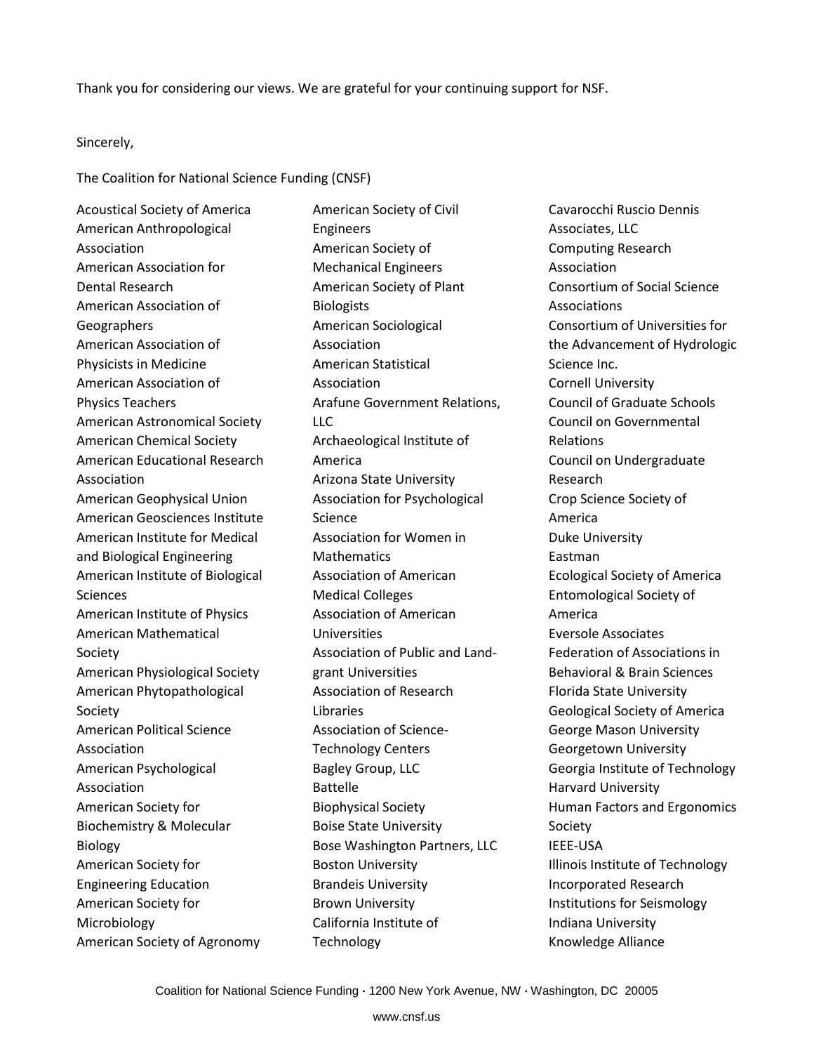Thank you for considering our views. We are grateful for your continuing support for NSF.

Sincerely,

The Coalition for National Science Funding (CNSF)

Acoustical Society of America
American Anthropological Association
American Association for Dental Research
American Association of Geographers
American Association of Physicists in Medicine
American Association of Physics Teachers
American Astronomical Society
American Chemical Society
American Educational Research Association
American Geophysical Union
American Geosciences Institute
American Institute for Medical and Biological Engineering
American Institute of Biological Sciences
American Institute of Physics
American Mathematical Society
American Physiological Society
American Phytopathological Society
American Political Science Association
American Psychological Association
American Society for Biochemistry & Molecular Biology
American Society for Engineering Education
American Society for Microbiology
American Society of Agronomy
American Society of Civil Engineers
American Society of Mechanical Engineers
American Society of Plant Biologists
American Sociological Association
American Statistical Association
Arafune Government Relations, LLC
Archaeological Institute of America
Arizona State University
Association for Psychological Science
Association for Women in Mathematics
Association of American Medical Colleges
Association of American Universities
Association of Public and Land-grant Universities
Association of Research Libraries
Association of Science-Technology Centers
Bagley Group, LLC
Battelle
Biophysical Society
Boise State University
Bose Washington Partners, LLC
Boston University
Brandeis University
Brown University
California Institute of Technology
Cavarocchi Ruscio Dennis Associates, LLC
Computing Research Association
Consortium of Social Science Associations
Consortium of Universities for the Advancement of Hydrologic Science Inc.
Cornell University
Council of Graduate Schools
Council on Governmental Relations
Council on Undergraduate Research
Crop Science Society of America
Duke University
Eastman
Ecological Society of America
Entomological Society of America
Eversole Associates
Federation of Associations in Behavioral & Brain Sciences
Florida State University
Geological Society of America
George Mason University
Georgetown University
Georgia Institute of Technology
Harvard University
Human Factors and Ergonomics Society
IEEE-USA
Illinois Institute of Technology
Incorporated Research Institutions for Seismology
Indiana University
Knowledge Alliance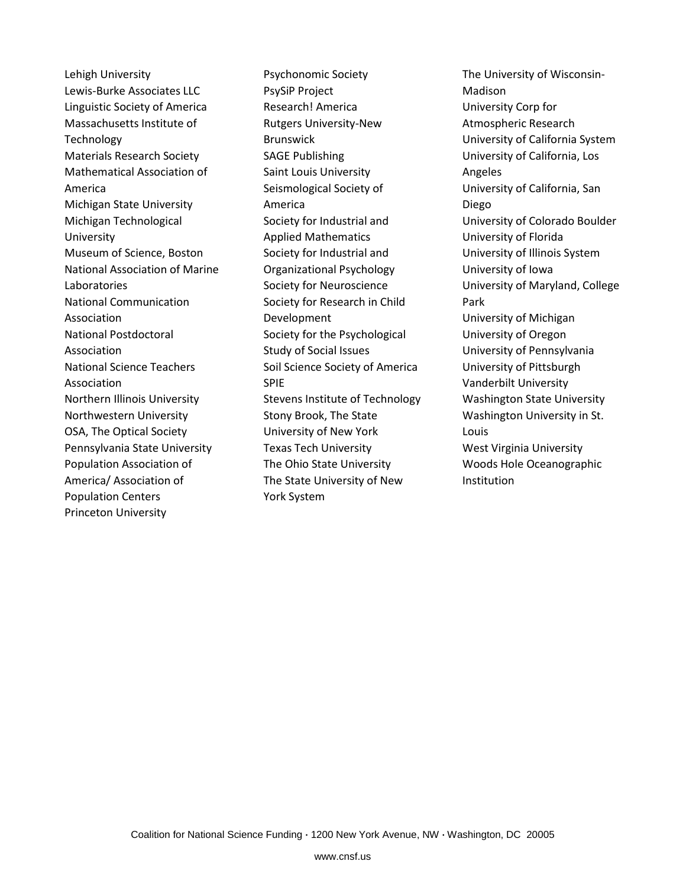Lehigh University
Lewis-Burke Associates LLC
Linguistic Society of America
Massachusetts Institute of Technology
Materials Research Society
Mathematical Association of America
Michigan State University
Michigan Technological University
Museum of Science, Boston
National Association of Marine Laboratories
National Communication Association
National Postdoctoral Association
National Science Teachers Association
Northern Illinois University
Northwestern University
OSA, The Optical Society
Pennsylvania State University
Population Association of America/ Association of Population Centers
Princeton University
Psychonomic Society
PsySiP Project
Research! America
Rutgers University-New Brunswick
SAGE Publishing
Saint Louis University
Seismological Society of America
Society for Industrial and Applied Mathematics
Society for Industrial and Organizational Psychology
Society for Neuroscience
Society for Research in Child Development
Society for the Psychological Study of Social Issues
Soil Science Society of America
SPIE
Stevens Institute of Technology
Stony Brook, The State University of New York
Texas Tech University
The Ohio State University
The State University of New York System
The University of Wisconsin-Madison
University Corp for Atmospheric Research
University of California System
University of California, Los Angeles
University of California, San Diego
University of Colorado Boulder
University of Florida
University of Illinois System
University of Iowa
University of Maryland, College Park
University of Michigan
University of Oregon
University of Pennsylvania
University of Pittsburgh
Vanderbilt University
Washington State University
Washington University in St. Louis
West Virginia University
Woods Hole Oceanographic Institution

Coalition for National Science Funding · 1200 New York Avenue, NW · Washington, DC 20005

www.cnsf.us